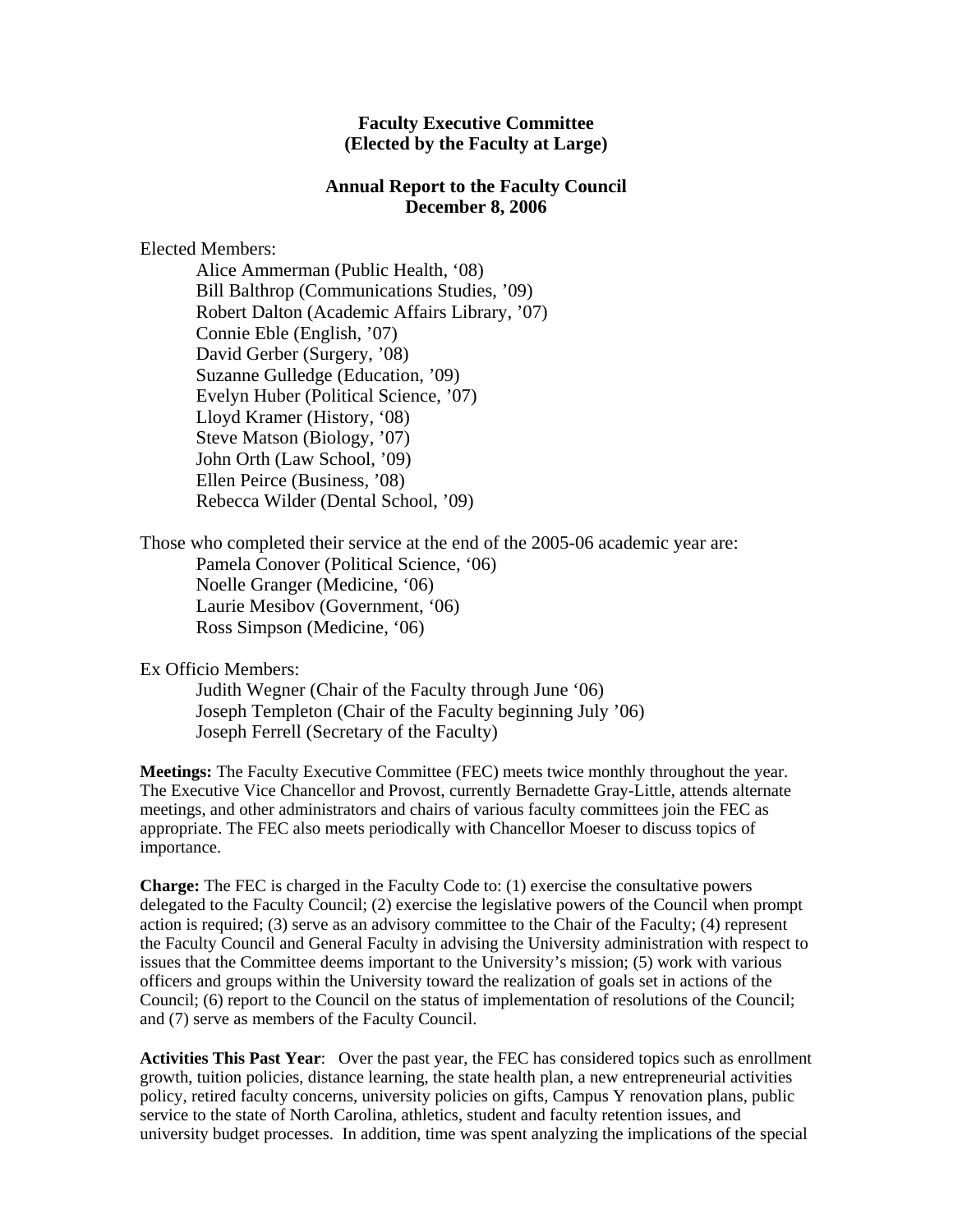# Faculty Executive Committee
## (Elected by the Faculty at Large)

## Annual Report to the Faculty Council
## December 8, 2006

Elected Members:

- Alice Ammerman (Public Health, '08)
- Bill Balthrop (Communications Studies, '09)
- Robert Dalton (Academic Affairs Library, '07)
- Connie Eble (English, '07)
- David Gerber (Surgery, '08)
- Suzanne Gulledge (Education, '09)
- Evelyn Huber (Political Science, '07)
- Lloyd Kramer (History, '08)
- Steve Matson (Biology, '07)
- John Orth (Law School, '09)
- Ellen Peirce (Business, '08)
- Rebecca Wilder (Dental School, '09)

Those who completed their service at the end of the 2005-06 academic year are:

- Pamela Conover (Political Science, '06)
- Noelle Granger (Medicine, '06)
- Laurie Mesibov (Government, '06)
- Ross Simpson (Medicine, '06)

Ex Officio Members:

- Judith Wegner (Chair of the Faculty through June '06)
- Joseph Templeton (Chair of the Faculty beginning July '06)
- Joseph Ferrell (Secretary of the Faculty)

**Meetings:** The Faculty Executive Committee (FEC) meets twice monthly throughout the year. The Executive Vice Chancellor and Provost, currently Bernadette Gray-Little, attends alternate meetings, and other administrators and chairs of various faculty committees join the FEC as appropriate. The FEC also meets periodically with Chancellor Moeser to discuss topics of importance.

**Charge:** The FEC is charged in the Faculty Code to: (1) exercise the consultative powers delegated to the Faculty Council; (2) exercise the legislative powers of the Council when prompt action is required; (3) serve as an advisory committee to the Chair of the Faculty; (4) represent the Faculty Council and General Faculty in advising the University administration with respect to issues that the Committee deems important to the University's mission; (5) work with various officers and groups within the University toward the realization of goals set in actions of the Council; (6) report to the Council on the status of implementation of resolutions of the Council; and (7) serve as members of the Faculty Council.

**Activities This Past Year**: Over the past year, the FEC has considered topics such as enrollment growth, tuition policies, distance learning, the state health plan, a new entrepreneurial activities policy, retired faculty concerns, university policies on gifts, Campus Y renovation plans, public service to the state of North Carolina, athletics, student and faculty retention issues, and university budget processes. In addition, time was spent analyzing the implications of the special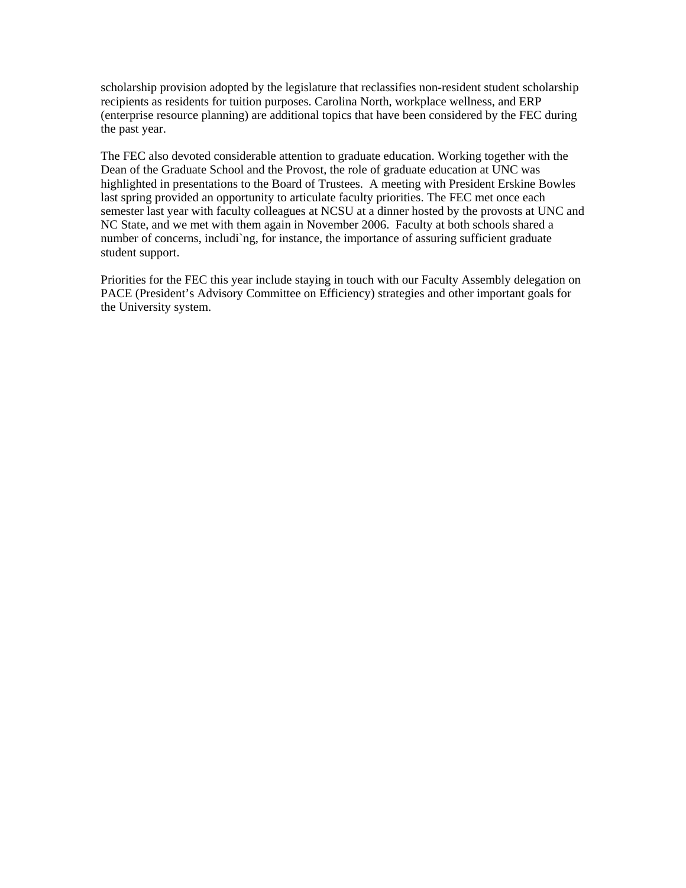scholarship provision adopted by the legislature that reclassifies non-resident student scholarship recipients as residents for tuition purposes. Carolina North, workplace wellness, and ERP (enterprise resource planning) are additional topics that have been considered by the FEC during the past year.

The FEC also devoted considerable attention to graduate education. Working together with the Dean of the Graduate School and the Provost, the role of graduate education at UNC was highlighted in presentations to the Board of Trustees. A meeting with President Erskine Bowles last spring provided an opportunity to articulate faculty priorities. The FEC met once each semester last year with faculty colleagues at NCSU at a dinner hosted by the provosts at UNC and NC State, and we met with them again in November 2006. Faculty at both schools shared a number of concerns, includi`ng, for instance, the importance of assuring sufficient graduate student support.

Priorities for the FEC this year include staying in touch with our Faculty Assembly delegation on PACE (President's Advisory Committee on Efficiency) strategies and other important goals for the University system.